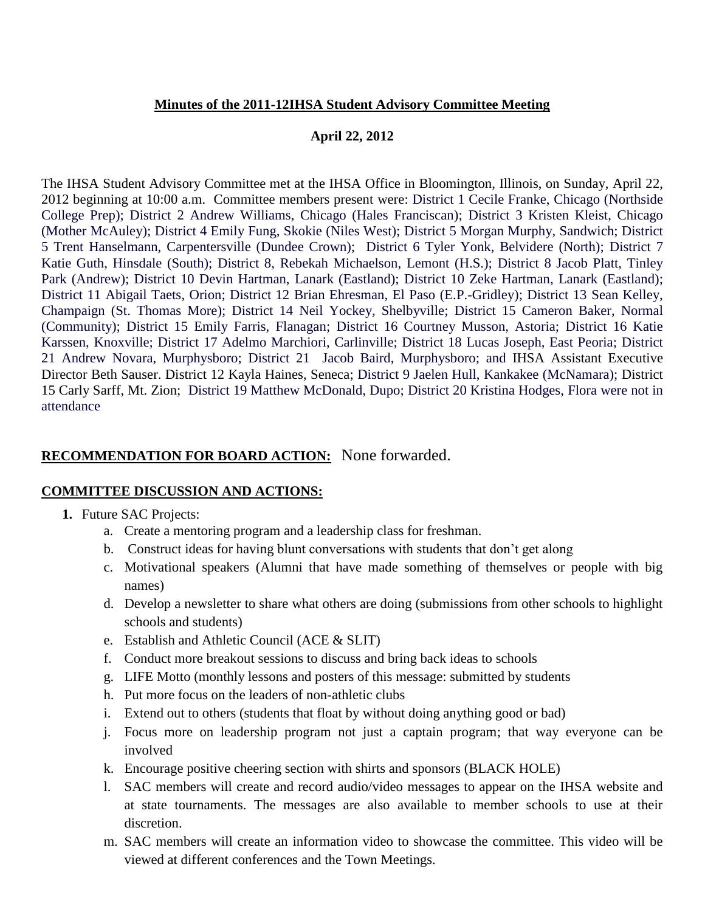**Minutes of the 2011-12IHSA Student Advisory Committee Meeting**

**April 22, 2012**

The IHSA Student Advisory Committee met at the IHSA Office in Bloomington, Illinois, on Sunday, April 22, 2012 beginning at 10:00 a.m. Committee members present were: District 1 Cecile Franke, Chicago (Northside College Prep); District 2 Andrew Williams, Chicago (Hales Franciscan); District 3 Kristen Kleist, Chicago (Mother McAuley); District 4 Emily Fung, Skokie (Niles West); District 5 Morgan Murphy, Sandwich; District 5 Trent Hanselmann, Carpentersville (Dundee Crown); District 6 Tyler Yonk, Belvidere (North); District 7 Katie Guth, Hinsdale (South); District 8, Rebekah Michaelson, Lemont (H.S.); District 8 Jacob Platt, Tinley Park (Andrew); District 10 Devin Hartman, Lanark (Eastland); District 10 Zeke Hartman, Lanark (Eastland); District 11 Abigail Taets, Orion; District 12 Brian Ehresman, El Paso (E.P.-Gridley); District 13 Sean Kelley, Champaign (St. Thomas More); District 14 Neil Yockey, Shelbyville; District 15 Cameron Baker, Normal (Community); District 15 Emily Farris, Flanagan; District 16 Courtney Musson, Astoria; District 16 Katie Karssen, Knoxville; District 17 Adelmo Marchiori, Carlinville; District 18 Lucas Joseph, East Peoria; District 21 Andrew Novara, Murphysboro; District 21 Jacob Baird, Murphysboro; and IHSA Assistant Executive Director Beth Sauser. District 12 Kayla Haines, Seneca; District 9 Jaelen Hull, Kankakee (McNamara); District 15 Carly Sarff, Mt. Zion; District 19 Matthew McDonald, Dupo; District 20 Kristina Hodges, Flora were not in attendance

**RECOMMENDATION FOR BOARD ACTION:** None forwarded.

**COMMITTEE DISCUSSION AND ACTIONS:**

1. Future SAC Projects:
   a. Create a mentoring program and a leadership class for freshman.
   b. Construct ideas for having blunt conversations with students that don't get along
   c. Motivational speakers (Alumni that have made something of themselves or people with big names)
   d. Develop a newsletter to share what others are doing (submissions from other schools to highlight schools and students)
   e. Establish and Athletic Council (ACE & SLIT)
   f. Conduct more breakout sessions to discuss and bring back ideas to schools
   g. LIFE Motto (monthly lessons and posters of this message: submitted by students
   h. Put more focus on the leaders of non-athletic clubs
   i. Extend out to others (students that float by without doing anything good or bad)
   j. Focus more on leadership program not just a captain program; that way everyone can be involved
   k. Encourage positive cheering section with shirts and sponsors (BLACK HOLE)
   l. SAC members will create and record audio/video messages to appear on the IHSA website and at state tournaments. The messages are also available to member schools to use at their discretion.
   m. SAC members will create an information video to showcase the committee. This video will be viewed at different conferences and the Town Meetings.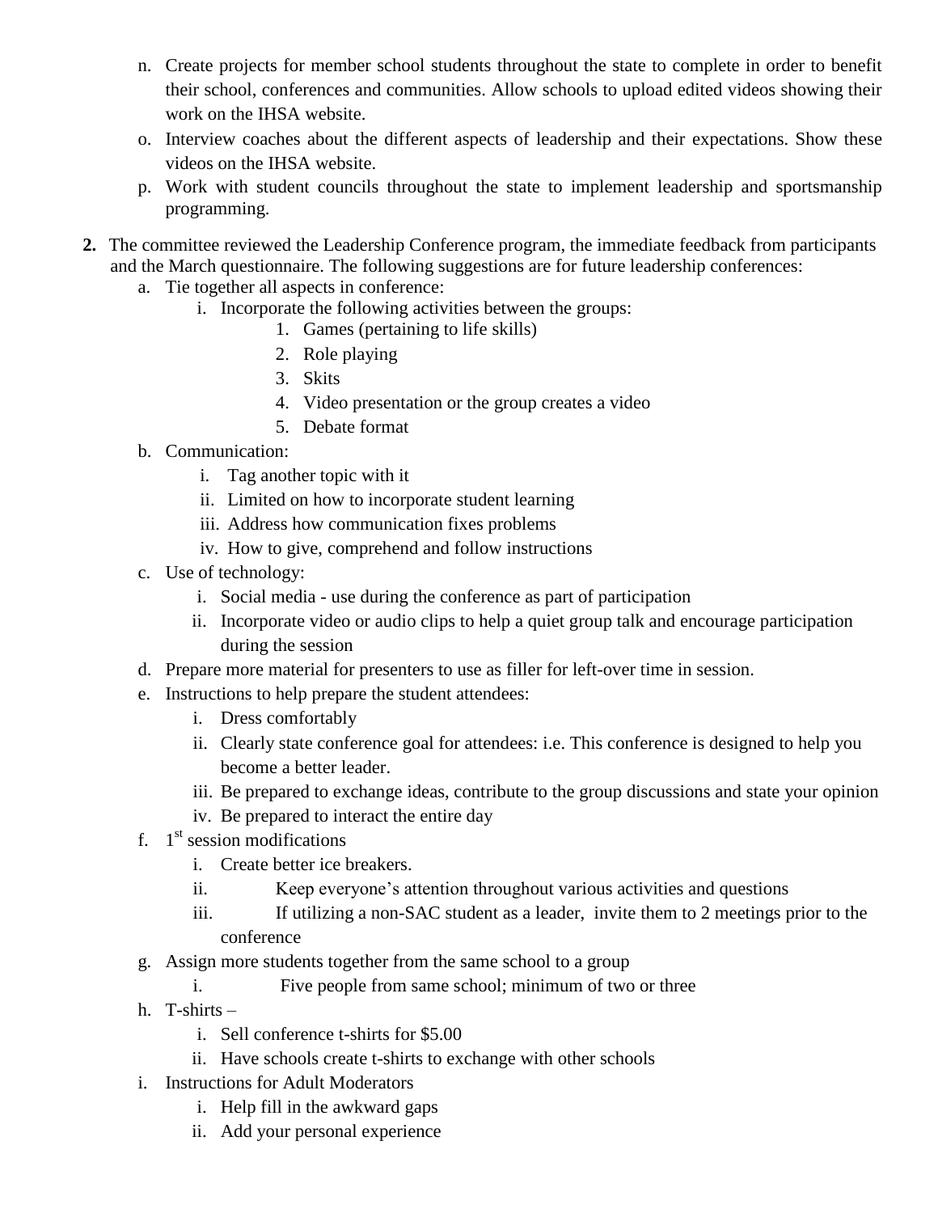n. Create projects for member school students throughout the state to complete in order to benefit their school, conferences and communities. Allow schools to upload edited videos showing their work on the IHSA website.

o. Interview coaches about the different aspects of leadership and their expectations. Show these videos on the IHSA website.

p. Work with student councils throughout the state to implement leadership and sportsmanship programming.

**2.** The committee reviewed the Leadership Conference program, the immediate feedback from participants and the March questionnaire. The following suggestions are for future leadership conferences:

a. Tie together all aspects in conference:
   - i. Incorporate the following activities between the groups:
     1. Games (pertaining to life skills)
     2. Role playing
     3. Skits
     4. Video presentation or the group creates a video
     5. Debate format

b. Communication:
   - i. Tag another topic with it
   - ii. Limited on how to incorporate student learning
   - iii. Address how communication fixes problems
   - iv. How to give, comprehend and follow instructions

c. Use of technology:
   - i. Social media - use during the conference as part of participation
   - ii. Incorporate video or audio clips to help a quiet group talk and encourage participation during the session

d. Prepare more material for presenters to use as filler for left-over time in session.

e. Instructions to help prepare the student attendees:
   - i. Dress comfortably
   - ii. Clearly state conference goal for attendees: i.e. This conference is designed to help you become a better leader.
   - iii. Be prepared to exchange ideas, contribute to the group discussions and state your opinion
   - iv. Be prepared to interact the entire day

f. 1st session modifications
   - i. Create better ice breakers.
   - ii. Keep everyone's attention throughout various activities and questions
   - iii. If utilizing a non-SAC student as a leader, invite them to 2 meetings prior to the conference

g. Assign more students together from the same school to a group
   - i. Five people from same school; minimum of two or three

h. T-shirts –
   - i. Sell conference t-shirts for $5.00
   - ii. Have schools create t-shirts to exchange with other schools

i. Instructions for Adult Moderators
   - i. Help fill in the awkward gaps
   - ii. Add your personal experience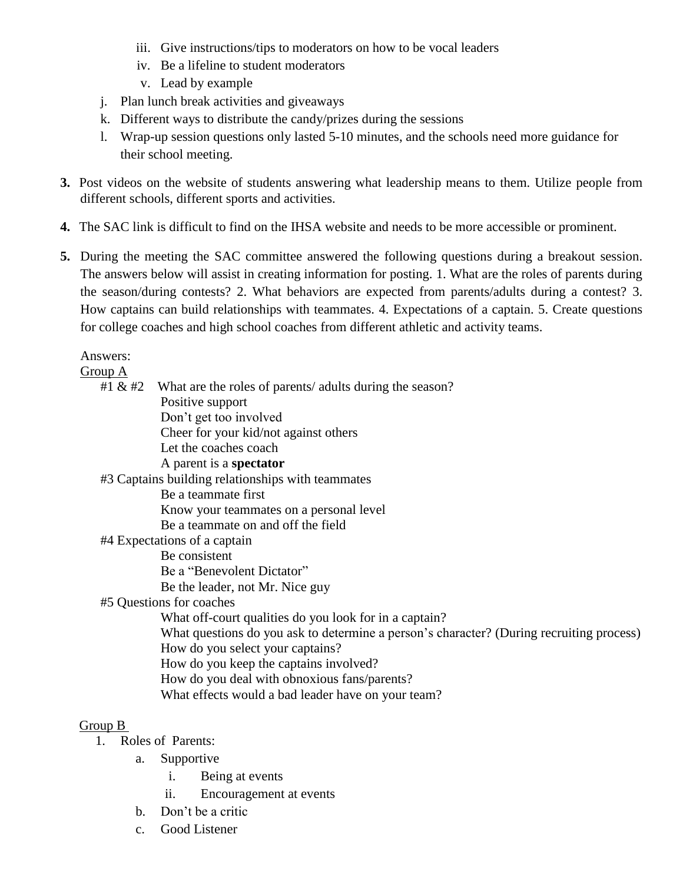iii. Give instructions/tips to moderators on how to be vocal leaders
   iv. Be a lifeline to student moderators
   v. Lead by example

j. Plan lunch break activities and giveaways
k. Different ways to distribute the candy/prizes during the sessions
l. Wrap-up session questions only lasted 5-10 minutes, and the schools need more guidance for their school meeting.

**3.** Post videos on the website of students answering what leadership means to them. Utilize people from different schools, different sports and activities.

**4.** The SAC link is difficult to find on the IHSA website and needs to be more accessible or prominent.

**5.** During the meeting the SAC committee answered the following questions during a breakout session. The answers below will assist in creating information for posting. 1. What are the roles of parents during the season/during contests? 2. What behaviors are expected from parents/adults during a contest? 3. How captains can build relationships with teammates. 4. Expectations of a captain. 5. Create questions for college coaches and high school coaches from different athletic and activity teams.

Answers:

<u>Group A</u>

#1 & #2 What are the roles of parents/ adults during the season?
- Positive support
- Don't get too involved
- Cheer for your kid/not against others
- Let the coaches coach
- A parent is a **spectator**

#3 Captains building relationships with teammates
- Be a teammate first
- Know your teammates on a personal level
- Be a teammate on and off the field

#4 Expectations of a captain
- Be consistent
- Be a "Benevolent Dictator"
- Be the leader, not Mr. Nice guy

#5 Questions for coaches
- What off-court qualities do you look for in a captain?
- What questions do you ask to determine a person's character? (During recruiting process)
- How do you select your captains?
- How do you keep the captains involved?
- How do you deal with obnoxious fans/parents?
- What effects would a bad leader have on your team?

<u>Group B</u>

1. Roles of Parents:
   a. Supportive
      i. Being at events
      ii. Encouragement at events
   b. Don't be a critic
   c. Good Listener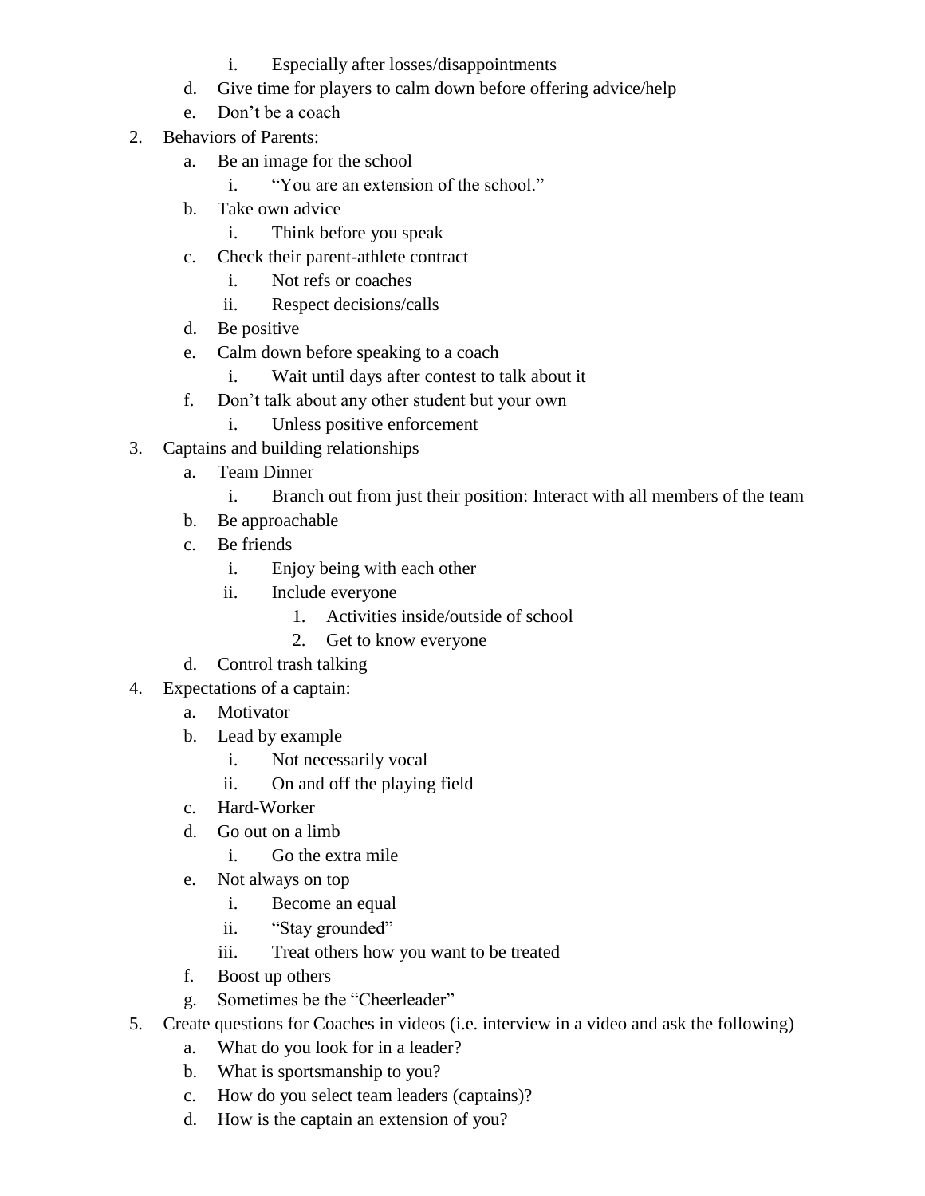i. Especially after losses/disappointments
    d. Give time for players to calm down before offering advice/help
    e. Don't be a coach
2. Behaviors of Parents:
    a. Be an image for the school
        i. "You are an extension of the school."
    b. Take own advice
        i. Think before you speak
    c. Check their parent-athlete contract
        i. Not refs or coaches
        ii. Respect decisions/calls
    d. Be positive
    e. Calm down before speaking to a coach
        i. Wait until days after contest to talk about it
    f. Don't talk about any other student but your own
        i. Unless positive enforcement
3. Captains and building relationships
    a. Team Dinner
        i. Branch out from just their position: Interact with all members of the team
    b. Be approachable
    c. Be friends
        i. Enjoy being with each other
        ii. Include everyone
            1. Activities inside/outside of school
            2. Get to know everyone
    d. Control trash talking
4. Expectations of a captain:
    a. Motivator
    b. Lead by example
        i. Not necessarily vocal
        ii. On and off the playing field
    c. Hard-Worker
    d. Go out on a limb
        i. Go the extra mile
    e. Not always on top
        i. Become an equal
        ii. "Stay grounded"
        iii. Treat others how you want to be treated
    f. Boost up others
    g. Sometimes be the "Cheerleader"
5. Create questions for Coaches in videos (i.e. interview in a video and ask the following)
    a. What do you look for in a leader?
    b. What is sportsmanship to you?
    c. How do you select team leaders (captains)?
    d. How is the captain an extension of you?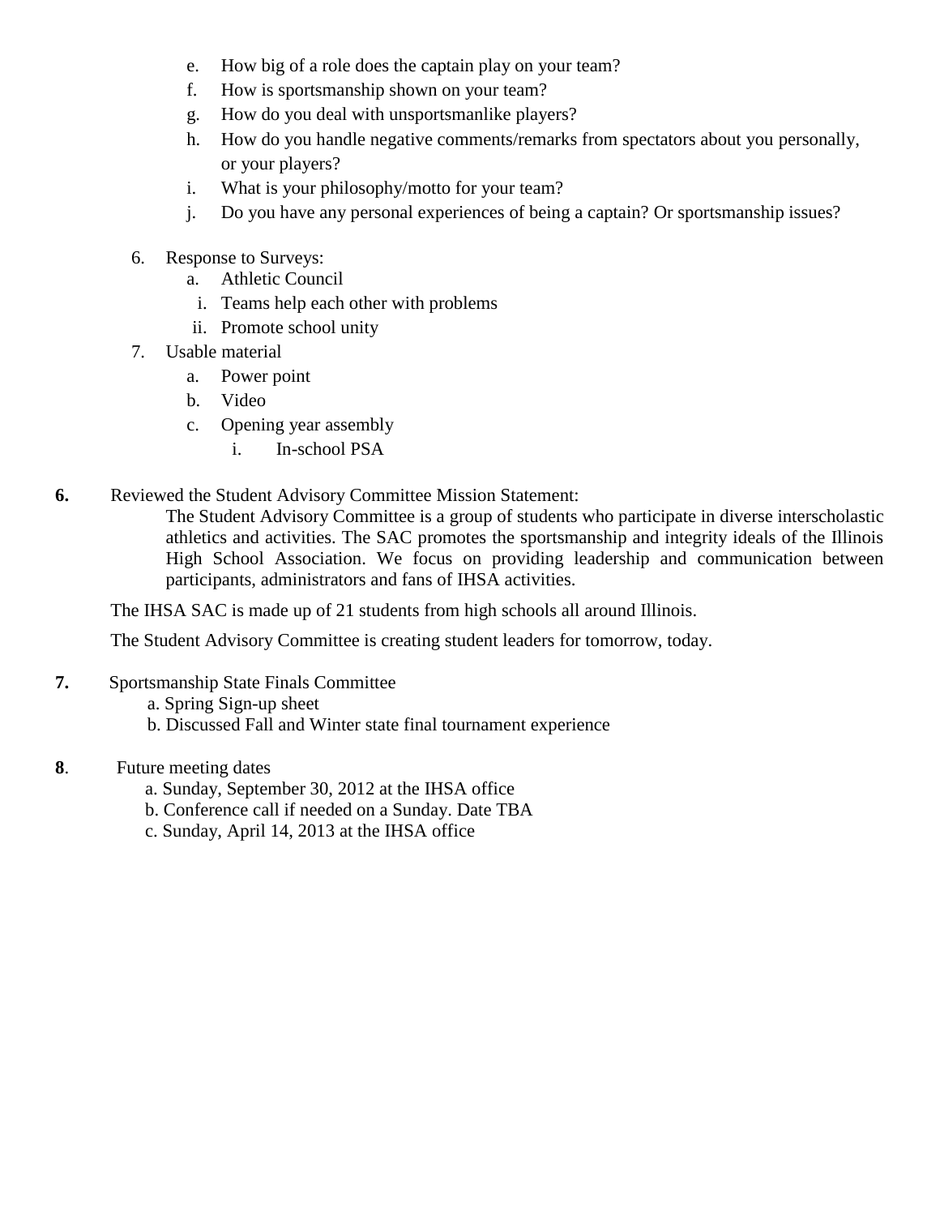e. How big of a role does the captain play on your team?
f. How is sportsmanship shown on your team?
g. How do you deal with unsportsmanlike players?
h. How do you handle negative comments/remarks from spectators about you personally, or your players?
i. What is your philosophy/motto for your team?
j. Do you have any personal experiences of being a captain? Or sportsmanship issues?

6. Response to Surveys:
   a. Athletic Council
      i. Teams help each other with problems
      ii. Promote school unity
7. Usable material
   a. Power point
   b. Video
   c. Opening year assembly
      i. In-school PSA

**6.** Reviewed the Student Advisory Committee Mission Statement:

> The Student Advisory Committee is a group of students who participate in diverse interscholastic athletics and activities. The SAC promotes the sportsmanship and integrity ideals of the Illinois High School Association. We focus on providing leadership and communication between participants, administrators and fans of IHSA activities.

The IHSA SAC is made up of 21 students from high schools all around Illinois.

The Student Advisory Committee is creating student leaders for tomorrow, today.

**7.** Sportsmanship State Finals Committee

a. Spring Sign-up sheet
b. Discussed Fall and Winter state final tournament experience

**8**. Future meeting dates

a. Sunday, September 30, 2012 at the IHSA office
b. Conference call if needed on a Sunday. Date TBA
c. Sunday, April 14, 2013 at the IHSA office